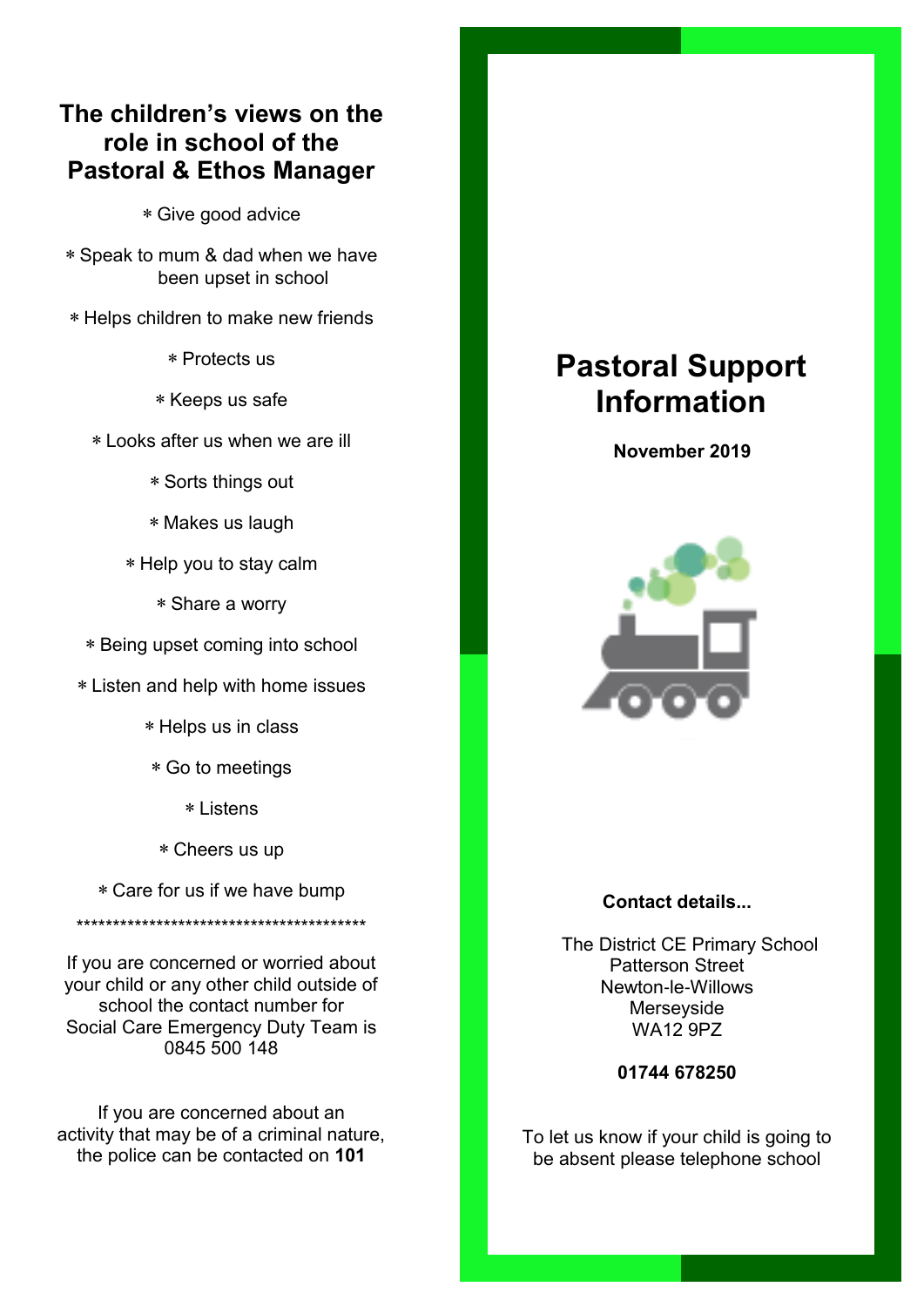## The children's views on the role in school of the Pastoral & Ethos Manager

- Give good advice
- Speak to mum & dad when we have been upset in school
- Helps children to make new friends
- Protects us
- Keeps us safe
- Looks after us when we are ill
- Sorts things out
- Makes us laugh
- Help you to stay calm
- Share a worry
- Being upset coming into school
- Listen and help with home issues
- Helps us in class
- Go to meetings
- Listens
- Cheers us up
- Care for us if we have bump

******************************************

If you are concerned or worried about your child or any other child outside of school the contact number for Social Care Emergency Duty Team is 0845 500 148

If you are concerned about an activity that may be of a criminal nature, the police can be contacted on **101**

# Pastoral Support Information

**November 2019**

**Contact details...**

The District CE Primary School
Patterson Street
Newton-le-Willows
Merseyside
WA12 9PZ

**01744 678250**

To let us know if your child is going to be absent please telephone school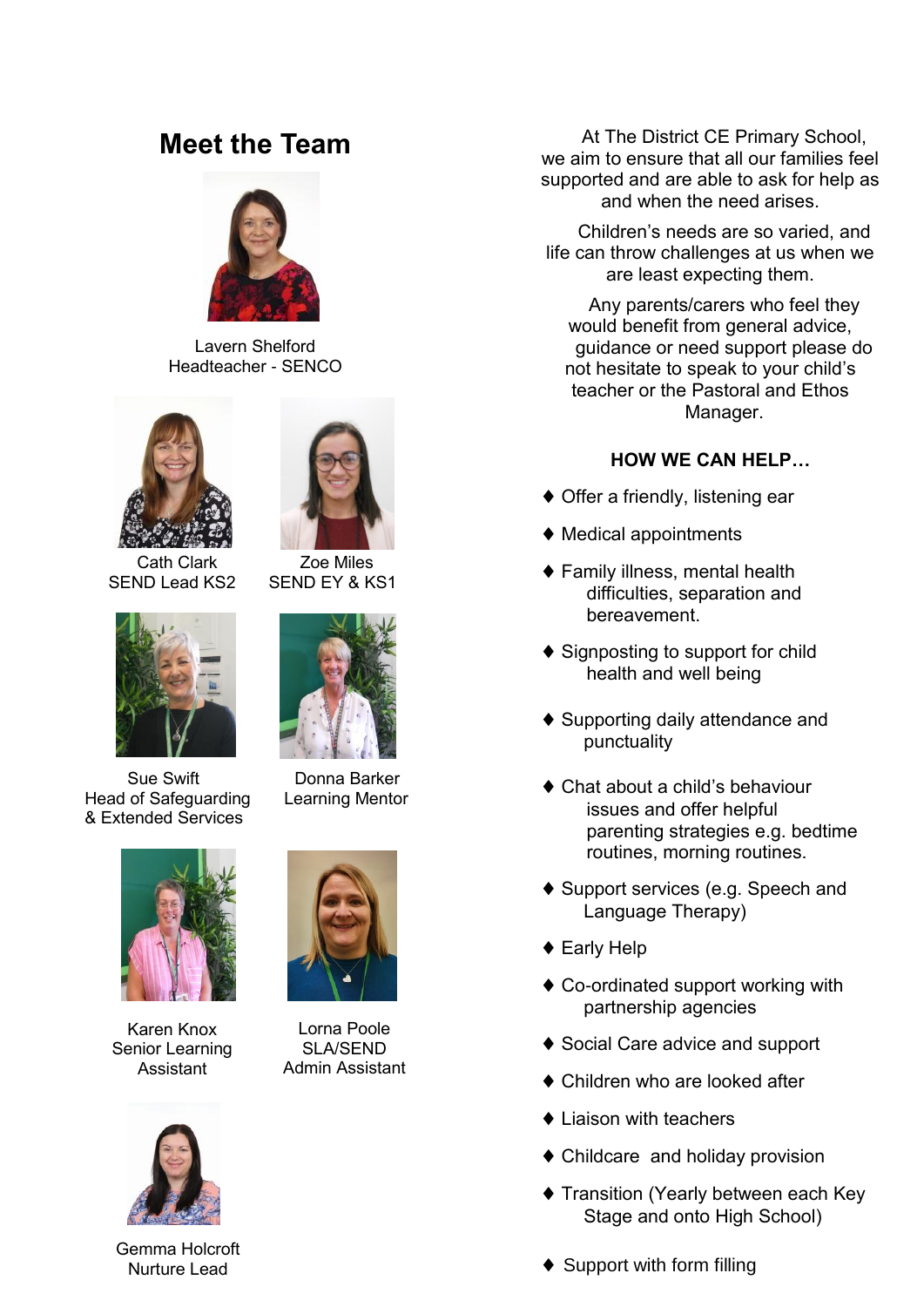# Meet the Team

Lavern Shelford
Headteacher - SENCO

Cath Clark
SEND Lead KS2

Zoe Miles
SEND EY & KS1

Sue Swift
Head of Safeguarding & Extended Services

Donna Barker
Learning Mentor

Karen Knox
Senior Learning Assistant

Lorna Poole
SLA/SEND Admin Assistant

Gemma Holcroft
Nurture Lead

At The District CE Primary School, we aim to ensure that all our families feel supported and are able to ask for help as and when the need arises.

Children's needs are so varied, and life can throw challenges at us when we are least expecting them.

Any parents/carers who feel they would benefit from general advice, guidance or need support please do not hesitate to speak to your child's teacher or the Pastoral and Ethos Manager.

**HOW WE CAN HELP…**

- Offer a friendly, listening ear
- Medical appointments
- Family illness, mental health difficulties, separation and bereavement.
- Signposting to support for child health and well being
- Supporting daily attendance and punctuality
- Chat about a child's behaviour issues and offer helpful parenting strategies e.g. bedtime routines, morning routines.
- Support services (e.g. Speech and Language Therapy)
- Early Help
- Co-ordinated support working with partnership agencies
- Social Care advice and support
- Children who are looked after
- Liaison with teachers
- Childcare and holiday provision
- Transition (Yearly between each Key Stage and onto High School)
- Support with form filling